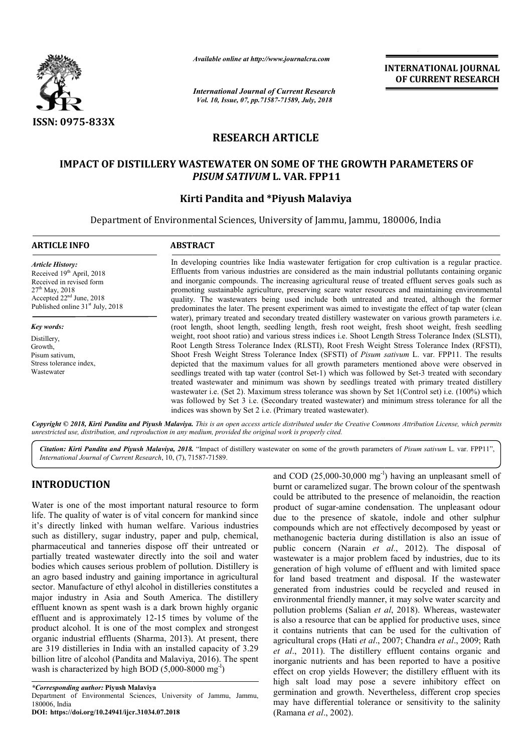ISSN: 0975-833X

*Available online at http://www.journalcra.com*

*International Journal of Current Research*
*Vol. 10, Issue, 07, pp.71587-71589, July, 2018*

**INTERNATIONAL JOURNAL OF CURRENT RESEARCH**

# RESEARCH ARTICLE

# IMPACT OF DISTILLERY WASTEWATER ON SOME OF THE GROWTH PARAMETERS OF *PISUM SATIVUM* L. VAR. FPP11

**Kirti Pandita and \*Piyush Malaviya**

Department of Environmental Sciences, University of Jammu, Jammu, 180006, India

## ARTICLE INFO

*Article History:*
Received 19th April, 2018
Received in revised form
27th May, 2018
Accepted 22nd June, 2018
Published online 31st July, 2018

*Key words:*
Distillery,
Growth,
Pisum sativum,
Stress tolerance index,
Wastewater

## ABSTRACT

In developing countries like India wastewater fertigation for crop cultivation is a regular practice. Effluents from various industries are considered as the main industrial pollutants containing organic and inorganic compounds. The increasing agricultural reuse of treated effluent serves goals such as promoting sustainable agriculture, preserving scare water resources and maintaining environmental quality. The wastewaters being used include both untreated and treated, although the former predominates the later. The present experiment was aimed to investigate the effect of tap water (clean water), primary treated and secondary treated distillery wastewater on various growth parameters i.e. (root length, shoot length, seedling length, fresh root weight, fresh shoot weight, fresh seedling weight, root shoot ratio) and various stress indices i.e. Shoot Length Stress Tolerance Index (SLSTI), Root Length Stress Tolerance Index (RLSTI), Root Fresh Weight Stress Tolerance Index (RFSTI), Shoot Fresh Weight Stress Tolerance Index (SFSTI) of *Pisum sativum* L. var. FPP11. The results depicted that the maximum values for all growth parameters mentioned above were observed in seedlings treated with tap water (control Set-1) which was followed by Set-3 treated with secondary treated wastewater and minimum was shown by seedlings treated with primary treated distillery wastewater i.e. (Set 2). Maximum stress tolerance was shown by Set 1(Control set) i.e. (100%) which was followed by Set 3 i.e. (Secondary treated wastewater) and minimum stress tolerance for all the indices was shown by Set 2 i.e. (Primary treated wastewater).

*Copyright © 2018, Kirti Pandita and Piyush Malaviya. This is an open access article distributed under the Creative Commons Attribution License, which permits unrestricted use, distribution, and reproduction in any medium, provided the original work is properly cited.*

*Citation: Kirti Pandita and Piyush Malaviya, 2018.* "Impact of distillery wastewater on some of the growth parameters of *Pisum sativum* L. var. FPP11", *International Journal of Current Research*, 10, (7), 71587-71589.

## INTRODUCTION

Water is one of the most important natural resource to form life. The quality of water is of vital concern for mankind since it's directly linked with human welfare. Various industries such as distillery, sugar industry, paper and pulp, chemical, pharmaceutical and tanneries dispose off their untreated or partially treated wastewater directly into the soil and water bodies which causes serious problem of pollution. Distillery is an agro based industry and gaining importance in agricultural sector. Manufacture of ethyl alcohol in distilleries constitutes a major industry in Asia and South America. The distillery effluent known as spent wash is a dark brown highly organic effluent and is approximately 12-15 times by volume of the product alcohol. It is one of the most complex and strongest organic industrial effluents (Sharma, 2013). At present, there are 319 distilleries in India with an installed capacity of 3.29 billion litre of alcohol (Pandita and Malaviya, 2016). The spent wash is characterized by high BOD (5,000-8000 $mg^{-l}$) and COD (25,000-30,000 $mg^{-l}$) having an unpleasant smell of burnt or caramelized sugar. The brown colour of the spentwash could be attributed to the presence of melanoidin, the reaction product of sugar-amine condensation. The unpleasant odour due to the presence of skatole, indole and other sulphur compounds which are not effectively decomposed by yeast or methanogenic bacteria during distillation is also an issue of public concern (Narain *et al*., 2012). The disposal of wastewater is a major problem faced by industries, due to its generation of high volume of effluent and with limited space for land based treatment and disposal. If the wastewater generated from industries could be recycled and reused in environmental friendly manner, it may solve water scarcity and pollution problems (Salian *et al*, 2018). Whereas, wastewater is also a resource that can be applied for productive uses, since it contains nutrients that can be used for the cultivation of agricultural crops (Hati *et al*., 2007; Chandra *et al*., 2009; Rath *et al*., 2011). The distillery effluent contains organic and inorganic nutrients and has been reported to have a positive effect on crop yields However; the distillery effluent with its high salt load may pose a severe inhibitory effect on germination and growth. Nevertheless, different crop species may have differential tolerance or sensitivity to the salinity (Ramana *et al*., 2002).

*\*Corresponding author:* **Piyush Malaviya**
Department of Environmental Sciences, University of Jammu, Jammu, 180006, India
**DOI: https://doi.org/10.24941/ijcr.31034.07.2018**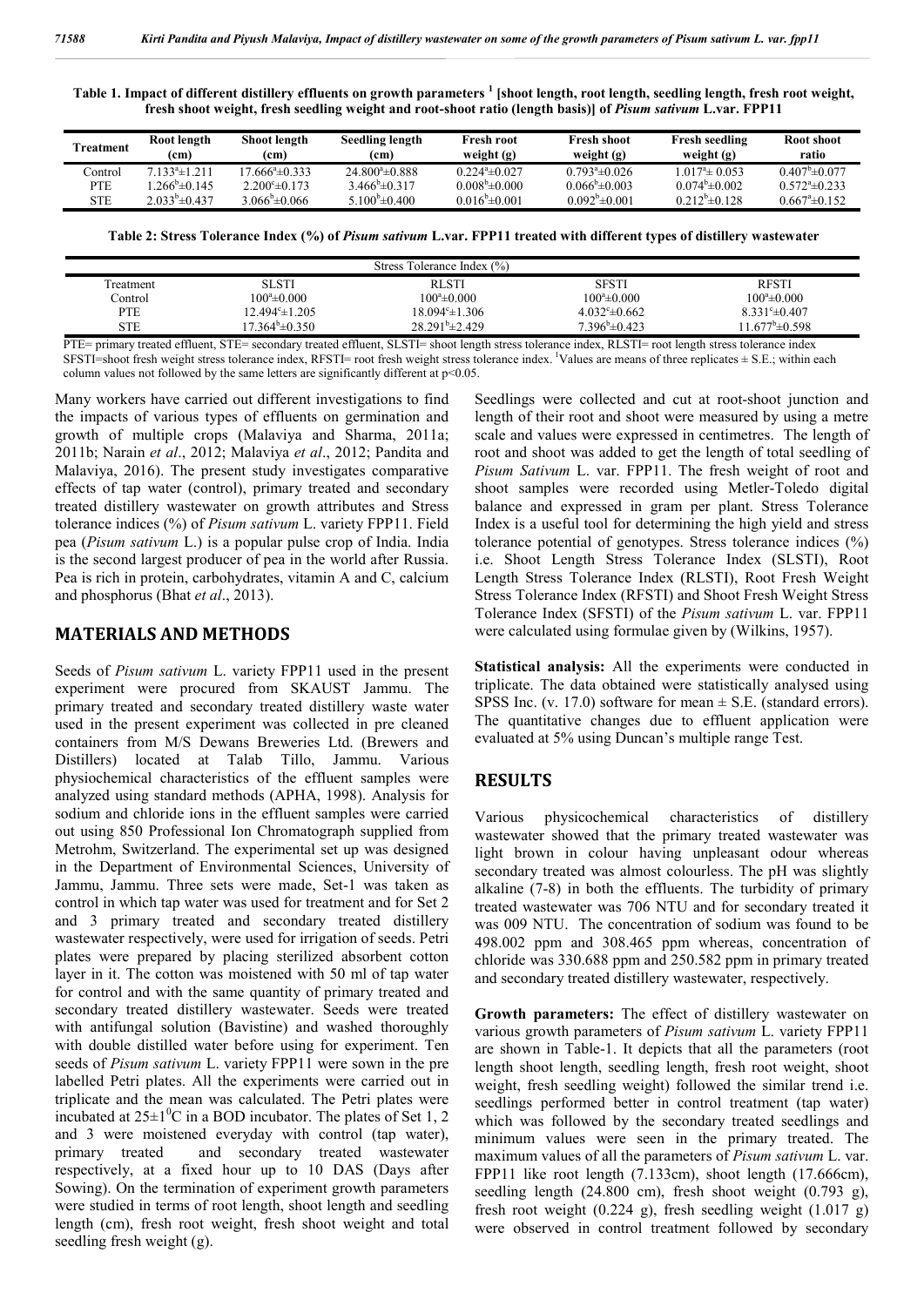**Table 1. Impact of different distillery effluents on growth parameters [1] [shoot length, root length, seedling length, fresh root weight, fresh shoot weight, fresh seedling weight and root-shoot ratio (length basis)] of *Pisum sativum* L.var. FPP11**

| Treatment | Root length (cm) | Shoot length (cm) | Seedling length (cm) | Fresh root weight (g) | Fresh shoot weight (g) | Fresh seedling weight (g) | Root shoot ratio |
|---|---|---|---|---|---|---|---|
| Control | $7.133^a\pm1.211$ | $17.666^a\pm0.333$ | $24.800^a\pm0.888$ | $0.224^a\pm0.027$ | $0.793^a\pm0.026$ | $1.017^a\pm0.053$ | $0.407^b\pm0.077$ |
| PTE | $1.266^b\pm0.145$ | $2.200^c\pm0.173$ | $3.466^b\pm0.317$ | $0.008^b\pm0.000$ | $0.066^b\pm0.003$ | $0.074^b\pm0.002$ | $0.572^a\pm0.233$ |
| STE | $2.033^b\pm0.437$ | $3.066^b\pm0.066$ | $5.100^b\pm0.400$ | $0.016^b\pm0.001$ | $0.092^b\pm0.001$ | $0.212^b\pm0.128$ | $0.667^a\pm0.152$ |

**Table 2: Stress Tolerance Index (%) of *Pisum sativum* L.var. FPP11 treated with different types of distillery wastewater**

| Stress Tolerance Index (%) | | | | |
|---|---|---|---|---|
| Treatment | SLSTI | RLSTI | SFSTI | RFSTI |
| Control | $100^a\pm0.000$ | $100^a\pm0.000$ | $100^a\pm0.000$ | $100^a\pm0.000$ |
| PTE | $12.494^c\pm1.205$ | $18.094^c\pm1.306$ | $4.032^c\pm0.662$ | $8.331^c\pm0.407$ |
| STE | $17.364^b\pm0.350$ | $28.291^b\pm2.429$ | $7.396^b\pm0.423$ | $11.677^b\pm0.598$ |

PTE= primary treated effluent, STE= secondary treated effluent, SLSTI= shoot length stress tolerance index, RLSTI= root length stress tolerance index SFSTI=shoot fresh weight stress tolerance index, RFSTI= root fresh weight stress tolerance index. [1]Values are means of three replicates ± S.E.; within each column values not followed by the same letters are significantly different at $p<0.05$.

Many workers have carried out different investigations to find the impacts of various types of effluents on germination and growth of multiple crops (Malaviya and Sharma, 2011a; 2011b; Narain *et al*., 2012; Malaviya *et al*., 2012; Pandita and Malaviya, 2016). The present study investigates comparative effects of tap water (control), primary treated and secondary treated distillery wastewater on growth attributes and Stress tolerance indices (%) of *Pisum sativum* L. variety FPP11. Field pea (*Pisum sativum* L.) is a popular pulse crop of India. India is the second largest producer of pea in the world after Russia. Pea is rich in protein, carbohydrates, vitamin A and C, calcium and phosphorus (Bhat *et al*., 2013).

## MATERIALS AND METHODS

Seeds of *Pisum sativum* L. variety FPP11 used in the present experiment were procured from SKAUST Jammu. The primary treated and secondary treated distillery waste water used in the present experiment was collected in pre cleaned containers from M/S Dewans Breweries Ltd. (Brewers and Distillers) located at Talab Tillo, Jammu. Various physiochemical characteristics of the effluent samples were analyzed using standard methods (APHA, 1998). Analysis for sodium and chloride ions in the effluent samples were carried out using 850 Professional Ion Chromatograph supplied from Metrohm, Switzerland. The experimental set up was designed in the Department of Environmental Sciences, University of Jammu, Jammu. Three sets were made, Set-1 was taken as control in which tap water was used for treatment and for Set 2 and 3 primary treated and secondary treated distillery wastewater respectively, were used for irrigation of seeds. Petri plates were prepared by placing sterilized absorbent cotton layer in it. The cotton was moistened with 50 ml of tap water for control and with the same quantity of primary treated and secondary treated distillery wastewater. Seeds were treated with antifungal solution (Bavistine) and washed thoroughly with double distilled water before using for experiment. Ten seeds of *Pisum sativum* L. variety FPP11 were sown in the pre labelled Petri plates. All the experiments were carried out in triplicate and the mean was calculated. The Petri plates were incubated at $25\pm1^0$C in a BOD incubator. The plates of Set 1, 2 and 3 were moistened everyday with control (tap water), primary treated and secondary treated wastewater respectively, at a fixed hour up to 10 DAS (Days after Sowing). On the termination of experiment growth parameters were studied in terms of root length, shoot length and seedling length (cm), fresh root weight, fresh shoot weight and total seedling fresh weight (g).

Seedlings were collected and cut at root-shoot junction and length of their root and shoot were measured by using a metre scale and values were expressed in centimetres. The length of root and shoot was added to get the length of total seedling of *Pisum Sativum* L. var. FPP11. The fresh weight of root and shoot samples were recorded using Metler-Toledo digital balance and expressed in gram per plant. Stress Tolerance Index is a useful tool for determining the high yield and stress tolerance potential of genotypes. Stress tolerance indices (%) i.e. Shoot Length Stress Tolerance Index (SLSTI), Root Length Stress Tolerance Index (RLSTI), Root Fresh Weight Stress Tolerance Index (RFSTI) and Shoot Fresh Weight Stress Tolerance Index (SFSTI) of the *Pisum sativum* L. var. FPP11 were calculated using formulae given by (Wilkins, 1957).

**Statistical analysis:** All the experiments were conducted in triplicate. The data obtained were statistically analysed using SPSS Inc. (v. 17.0) software for mean ± S.E. (standard errors). The quantitative changes due to effluent application were evaluated at 5% using Duncan's multiple range Test.

## RESULTS

Various physicochemical characteristics of distillery wastewater showed that the primary treated wastewater was light brown in colour having unpleasant odour whereas secondary treated was almost colourless. The pH was slightly alkaline (7-8) in both the effluents. The turbidity of primary treated wastewater was 706 NTU and for secondary treated it was 009 NTU. The concentration of sodium was found to be 498.002 ppm and 308.465 ppm whereas, concentration of chloride was 330.688 ppm and 250.582 ppm in primary treated and secondary treated distillery wastewater, respectively.

**Growth parameters:** The effect of distillery wastewater on various growth parameters of *Pisum sativum* L. variety FPP11 are shown in Table-1. It depicts that all the parameters (root length shoot length, seedling length, fresh root weight, shoot weight, fresh seedling weight) followed the similar trend i.e. seedlings performed better in control treatment (tap water) which was followed by the secondary treated seedlings and minimum values were seen in the primary treated. The maximum values of all the parameters of *Pisum sativum* L. var. FPP11 like root length (7.133cm), shoot length (17.666cm), seedling length (24.800 cm), fresh shoot weight (0.793 g), fresh root weight (0.224 g), fresh seedling weight (1.017 g) were observed in control treatment followed by secondary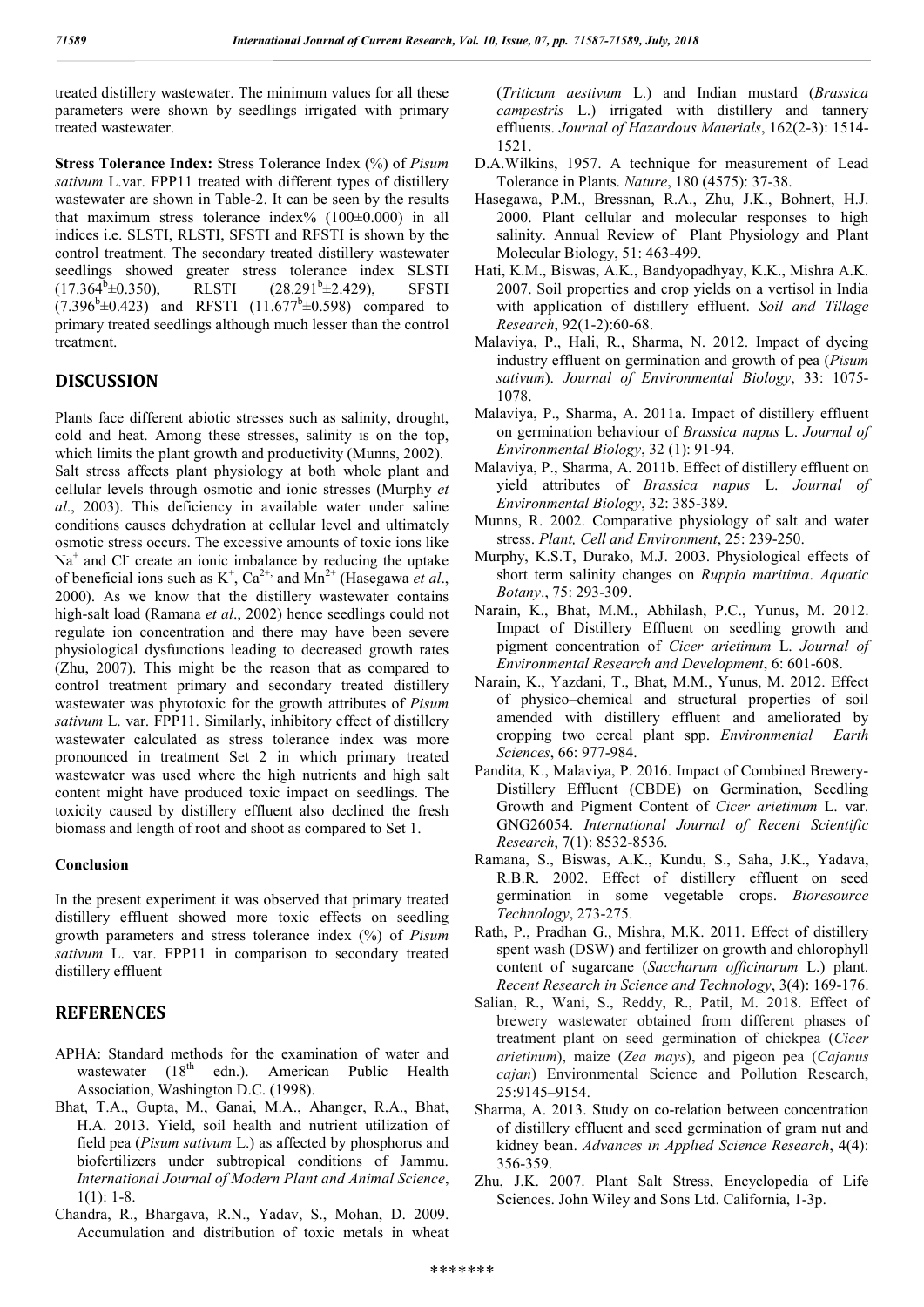treated distillery wastewater. The minimum values for all these parameters were shown by seedlings irrigated with primary treated wastewater.

**Stress Tolerance Index:** Stress Tolerance Index (%) of *Pisum sativum* L.var. FPP11 treated with different types of distillery wastewater are shown in Table-2. It can be seen by the results that maximum stress tolerance index% (100±0.000) in all indices i.e. SLSTI, RLSTI, SFSTI and RFSTI is shown by the control treatment. The secondary treated distillery wastewater seedlings showed greater stress tolerance index SLSTI ($17.364^b$±0.350), RLSTI ($28.291^b$±2.429), SFSTI ($7.396^b$±0.423) and RFSTI ($11.677^b$±0.598) compared to primary treated seedlings although much lesser than the control treatment.

## DISCUSSION

Plants face different abiotic stresses such as salinity, drought, cold and heat. Among these stresses, salinity is on the top, which limits the plant growth and productivity (Munns, 2002). Salt stress affects plant physiology at both whole plant and cellular levels through osmotic and ionic stresses (Murphy *et al*., 2003). This deficiency in available water under saline conditions causes dehydration at cellular level and ultimately osmotic stress occurs. The excessive amounts of toxic ions like $Na^+$ and $Cl^-$ create an ionic imbalance by reducing the uptake of beneficial ions such as $K^+$, $Ca^{2+}$ and $Mn^{2+}$ (Hasegawa *et al*., 2000). As we know that the distillery wastewater contains high-salt load (Ramana *et al*., 2002) hence seedlings could not regulate ion concentration and there may have been severe physiological dysfunctions leading to decreased growth rates (Zhu, 2007). This might be the reason that as compared to control treatment primary and secondary treated distillery wastewater was phytotoxic for the growth attributes of *Pisum sativum* L. var. FPP11. Similarly, inhibitory effect of distillery wastewater calculated as stress tolerance index was more pronounced in treatment Set 2 in which primary treated wastewater was used where the high nutrients and high salt content might have produced toxic impact on seedlings. The toxicity caused by distillery effluent also declined the fresh biomass and length of root and shoot as compared to Set 1.

### Conclusion

In the present experiment it was observed that primary treated distillery effluent showed more toxic effects on seedling growth parameters and stress tolerance index (%) of *Pisum sativum* L. var. FPP11 in comparison to secondary treated distillery effluent

## REFERENCES

APHA: Standard methods for the examination of water and wastewater ($18^{th}$ edn.). American Public Health Association, Washington D.C. (1998).

Bhat, T.A., Gupta, M., Ganai, M.A., Ahanger, R.A., Bhat, H.A. 2013. Yield, soil health and nutrient utilization of field pea (*Pisum sativum* L.) as affected by phosphorus and biofertilizers under subtropical conditions of Jammu. *International Journal of Modern Plant and Animal Science*, 1(1): 1-8.

Chandra, R., Bhargava, R.N., Yadav, S., Mohan, D. 2009. Accumulation and distribution of toxic metals in wheat (*Triticum aestivum* L.) and Indian mustard (*Brassica campestris* L.) irrigated with distillery and tannery effluents. *Journal of Hazardous Materials*, 162(2-3): 1514-1521.

D.A.Wilkins, 1957. A technique for measurement of Lead Tolerance in Plants. *Nature*, 180 (4575): 37-38.

Hasegawa, P.M., Bressnan, R.A., Zhu, J.K., Bohnert, H.J. 2000. Plant cellular and molecular responses to high salinity. Annual Review of Plant Physiology and Plant Molecular Biology, 51: 463-499.

Hati, K.M., Biswas, A.K., Bandyopadhyay, K.K., Mishra A.K. 2007. Soil properties and crop yields on a vertisol in India with application of distillery effluent. *Soil and Tillage Research*, 92(1-2):60-68.

Malaviya, P., Hali, R., Sharma, N. 2012. Impact of dyeing industry effluent on germination and growth of pea (*Pisum sativum*). *Journal of Environmental Biology*, 33: 1075-1078.

Malaviya, P., Sharma, A. 2011a. Impact of distillery effluent on germination behaviour of *Brassica napus* L. *Journal of Environmental Biology*, 32 (1): 91-94.

Malaviya, P., Sharma, A. 2011b. Effect of distillery effluent on yield attributes of *Brassica napus* L. *Journal of Environmental Biology*, 32: 385-389.

Munns, R. 2002. Comparative physiology of salt and water stress. *Plant, Cell and Environment*, 25: 239-250.

Murphy, K.S.T, Durako, M.J. 2003. Physiological effects of short term salinity changes on *Ruppia maritima*. *Aquatic Botany*., 75: 293-309.

Narain, K., Bhat, M.M., Abhilash, P.C., Yunus, M. 2012. Impact of Distillery Effluent on seedling growth and pigment concentration of *Cicer arietinum* L. *Journal of Environmental Research and Development*, 6: 601-608.

Narain, K., Yazdani, T., Bhat, M.M., Yunus, M. 2012. Effect of physico–chemical and structural properties of soil amended with distillery effluent and ameliorated by cropping two cereal plant spp. *Environmental Earth Sciences*, 66: 977-984.

Pandita, K., Malaviya, P. 2016. Impact of Combined Brewery-Distillery Effluent (CBDE) on Germination, Seedling Growth and Pigment Content of *Cicer arietinum* L. var. GNG26054. *International Journal of Recent Scientific Research*, 7(1): 8532-8536.

Ramana, S., Biswas, A.K., Kundu, S., Saha, J.K., Yadava, R.B.R. 2002. Effect of distillery effluent on seed germination in some vegetable crops. *Bioresource Technology*, 273-275.

Rath, P., Pradhan G., Mishra, M.K. 2011. Effect of distillery spent wash (DSW) and fertilizer on growth and chlorophyll content of sugarcane (*Saccharum officinarum* L.) plant. *Recent Research in Science and Technology*, 3(4): 169-176.

Salian, R., Wani, S., Reddy, R., Patil, M. 2018. Effect of brewery wastewater obtained from different phases of treatment plant on seed germination of chickpea (*Cicer arietinum*), maize (*Zea mays*), and pigeon pea (*Cajanus cajan*) Environmental Science and Pollution Research, 25:9145–9154.

Sharma, A. 2013. Study on co-relation between concentration of distillery effluent and seed germination of gram nut and kidney bean. *Advances in Applied Science Research*, 4(4): 356-359.

Zhu, J.K. 2007. Plant Salt Stress, Encyclopedia of Life Sciences. John Wiley and Sons Ltd. California, 1-3p.

\*\*\*\*\*\*\*